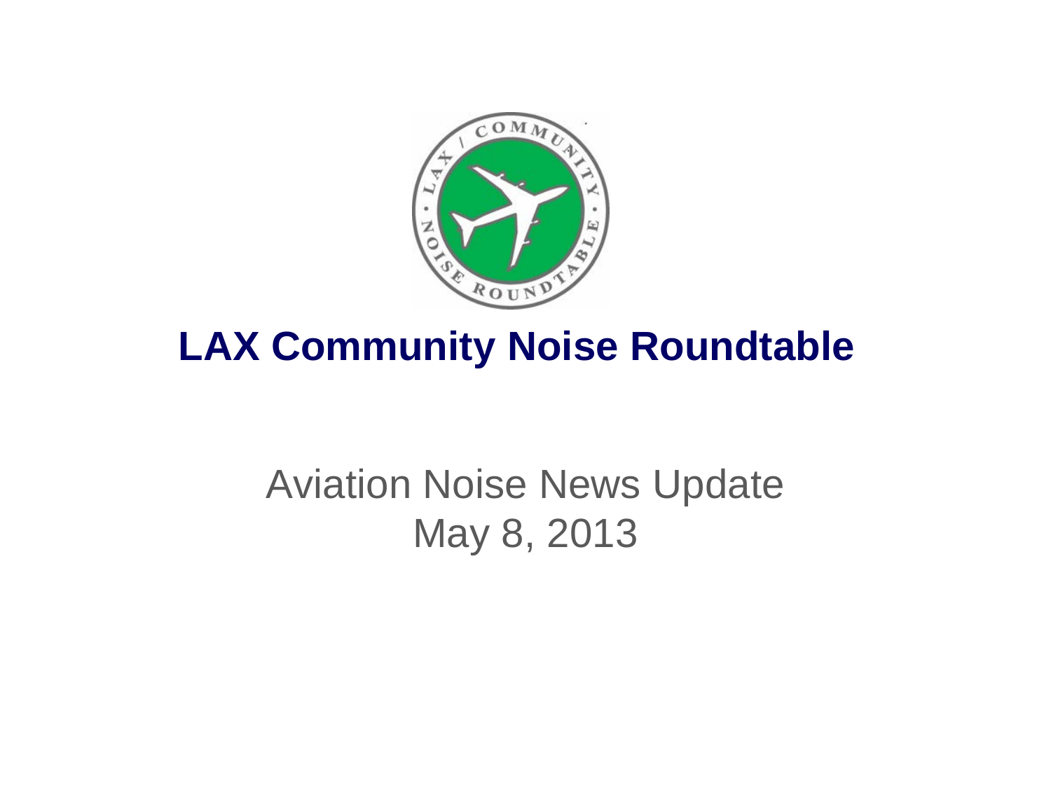# LAX Community Noise Roundtable

Aviation Noise News Update
May 8, 2013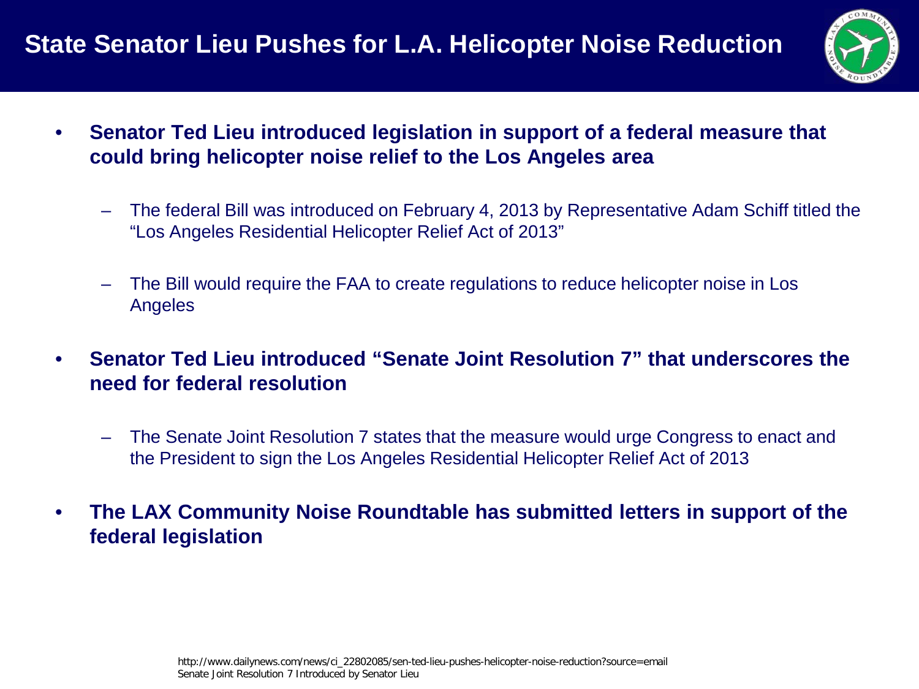# State Senator Lieu Pushes for L.A. Helicopter Noise Reduction

- **Senator Ted Lieu introduced legislation in support of a federal measure that could bring helicopter noise relief to the Los Angeles area**
  - The federal Bill was introduced on February 4, 2013 by Representative Adam Schiff titled the "Los Angeles Residential Helicopter Relief Act of 2013"
  - The Bill would require the FAA to create regulations to reduce helicopter noise in Los Angeles
- **Senator Ted Lieu introduced "Senate Joint Resolution 7" that underscores the need for federal resolution**
  - The Senate Joint Resolution 7 states that the measure would urge Congress to enact and the President to sign the Los Angeles Residential Helicopter Relief Act of 2013
- **The LAX Community Noise Roundtable has submitted letters in support of the federal legislation**

http://www.dailynews.com/news/ci_22802085/sen-ted-lieu-pushes-helicopter-noise-reduction?source=email
Senate Joint Resolution 7 Introduced by Senator Lieu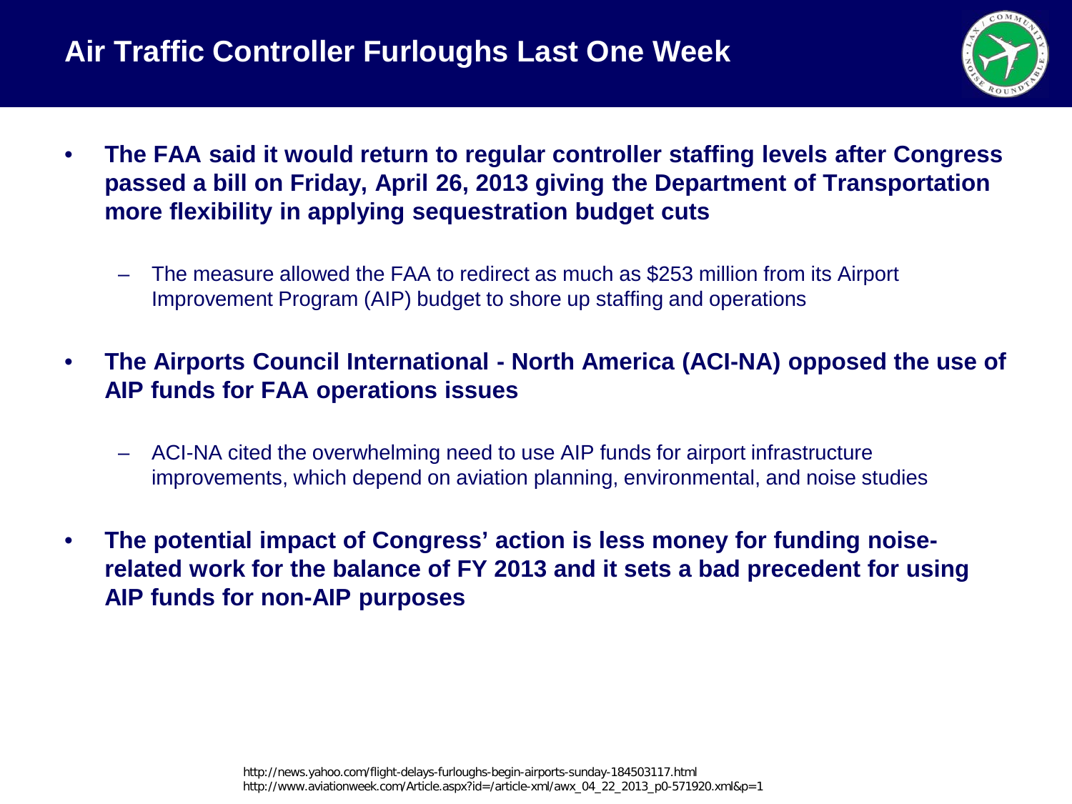# Air Traffic Controller Furloughs Last One Week

- **The FAA said it would return to regular controller staffing levels after Congress passed a bill on Friday, April 26, 2013 giving the Department of Transportation more flexibility in applying sequestration budget cuts**
  - The measure allowed the FAA to redirect as much as $253 million from its Airport Improvement Program (AIP) budget to shore up staffing and operations
- **The Airports Council International - North America (ACI-NA) opposed the use of AIP funds for FAA operations issues**
  - ACI-NA cited the overwhelming need to use AIP funds for airport infrastructure improvements, which depend on aviation planning, environmental, and noise studies
- **The potential impact of Congress' action is less money for funding noise-related work for the balance of FY 2013 and it sets a bad precedent for using AIP funds for non-AIP purposes**

http://news.yahoo.com/flight-delays-furloughs-begin-airports-sunday-184503117.html
http://www.aviationweek.com/Article.aspx?id=/article-xml/awx_04_22_2013_p0-571920.xml&p=1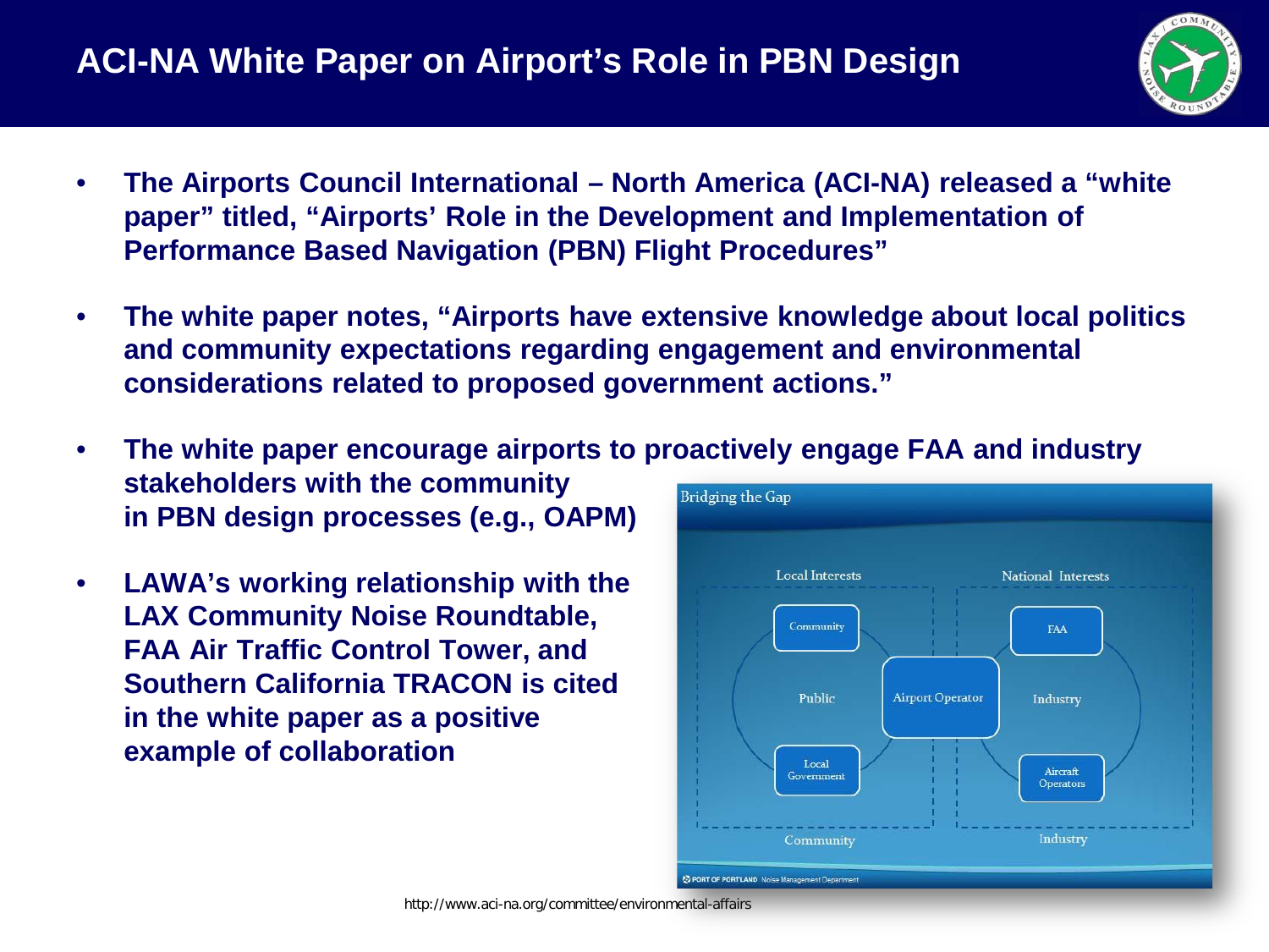# ACI-NA White Paper on Airport's Role in PBN Design

- The Airports Council International – North America (ACI-NA) released a "white paper" titled, "Airports' Role in the Development and Implementation of Performance Based Navigation (PBN) Flight Procedures"
- The white paper notes, "Airports have extensive knowledge about local politics and community expectations regarding engagement and environmental considerations related to proposed government actions."
- The white paper encourage airports to proactively engage FAA and industry stakeholders with the community in PBN design processes (e.g., OAPM)
- LAWA's working relationship with the LAX Community Noise Roundtable, FAA Air Traffic Control Tower, and Southern California TRACON is cited in the white paper as a positive example of collaboration

**Bridging the Gap**

| Local Interests | | National Interests |
|---|---|---|
| Community | | FAA |
| Public | Airport Operator | Industry |
| Local Government | | Aircraft Operators |
| Community | | Industry |

PORT OF PORTLAND Noise Management Department

http://www.aci-na.org/committee/environmental-affairs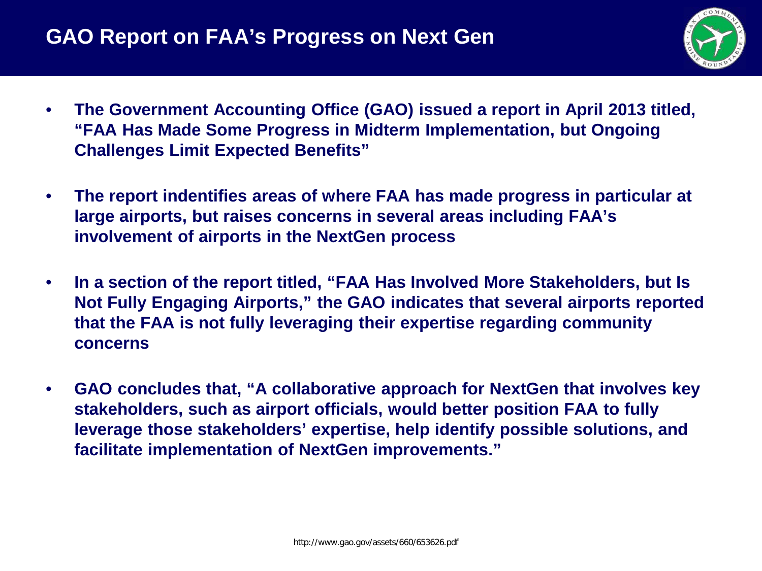# GAO Report on FAA's Progress on Next Gen

- **The Government Accounting Office (GAO) issued a report in April 2013 titled, "FAA Has Made Some Progress in Midterm Implementation, but Ongoing Challenges Limit Expected Benefits"**

- **The report indentifies areas of where FAA has made progress in particular at large airports, but raises concerns in several areas including FAA's involvement of airports in the NextGen process**

- **In a section of the report titled, "FAA Has Involved More Stakeholders, but Is Not Fully Engaging Airports," the GAO indicates that several airports reported that the FAA is not fully leveraging their expertise regarding community concerns**

- **GAO concludes that, "A collaborative approach for NextGen that involves key stakeholders, such as airport officials, would better position FAA to fully leverage those stakeholders' expertise, help identify possible solutions, and facilitate implementation of NextGen improvements."**

http://www.gao.gov/assets/660/653626.pdf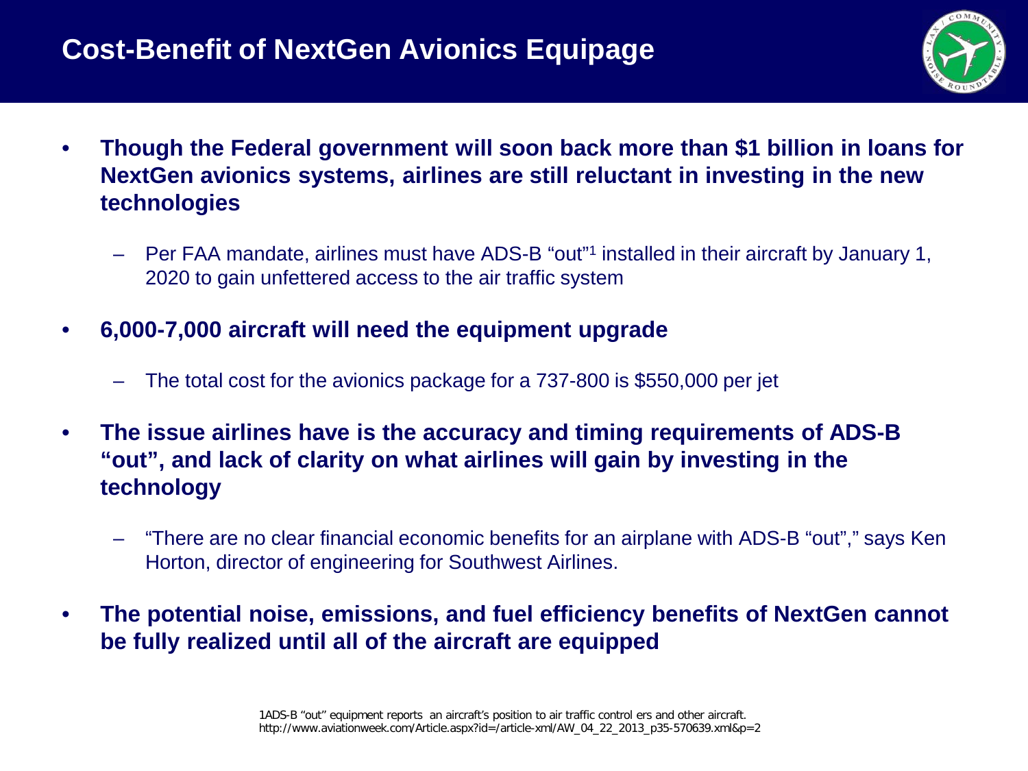# Cost-Benefit of NextGen Avionics Equipage

- **Though the Federal government will soon back more than $1 billion in loans for NextGen avionics systems, airlines are still reluctant in investing in the new technologies**
  - Per FAA mandate, airlines must have ADS-B "out"[1] installed in their aircraft by January 1, 2020 to gain unfettered access to the air traffic system
- **6,000-7,000 aircraft will need the equipment upgrade**
  - The total cost for the avionics package for a 737-800 is $550,000 per jet
- **The issue airlines have is the accuracy and timing requirements of ADS-B "out", and lack of clarity on what airlines will gain by investing in the technology**
  - "There are no clear financial economic benefits for an airplane with ADS-B "out"," says Ken Horton, director of engineering for Southwest Airlines.
- **The potential noise, emissions, and fuel efficiency benefits of NextGen cannot be fully realized until all of the aircraft are equipped**

[1] ADS-B "out" equipment reports an aircraft's position to air traffic control ers and other aircraft.
http://www.aviationweek.com/Article.aspx?id=/article-xml/AW_04_22_2013_p35-570639.xml&p=2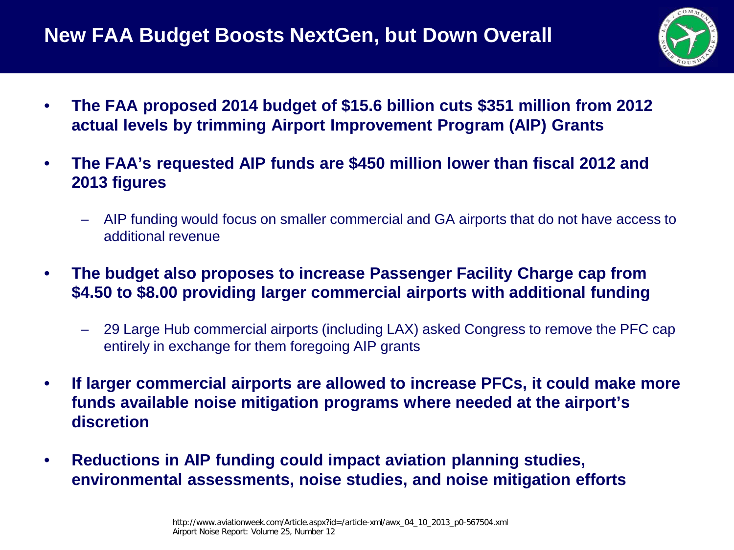# New FAA Budget Boosts NextGen, but Down Overall

- **The FAA proposed 2014 budget of $15.6 billion cuts $351 million from 2012 actual levels by trimming Airport Improvement Program (AIP) Grants**
- **The FAA's requested AIP funds are $450 million lower than fiscal 2012 and 2013 figures**
  - AIP funding would focus on smaller commercial and GA airports that do not have access to additional revenue
- **The budget also proposes to increase Passenger Facility Charge cap from $4.50 to $8.00 providing larger commercial airports with additional funding**
  - 29 Large Hub commercial airports (including LAX) asked Congress to remove the PFC cap entirely in exchange for them foregoing AIP grants
- **If larger commercial airports are allowed to increase PFCs, it could make more funds available noise mitigation programs where needed at the airport's discretion**
- **Reductions in AIP funding could impact aviation planning studies, environmental assessments, noise studies, and noise mitigation efforts**

http://www.aviationweek.com/Article.aspx?id=/article-xml/awx_04_10_2013_p0-567504.xml
Airport Noise Report: Volume 25, Number 12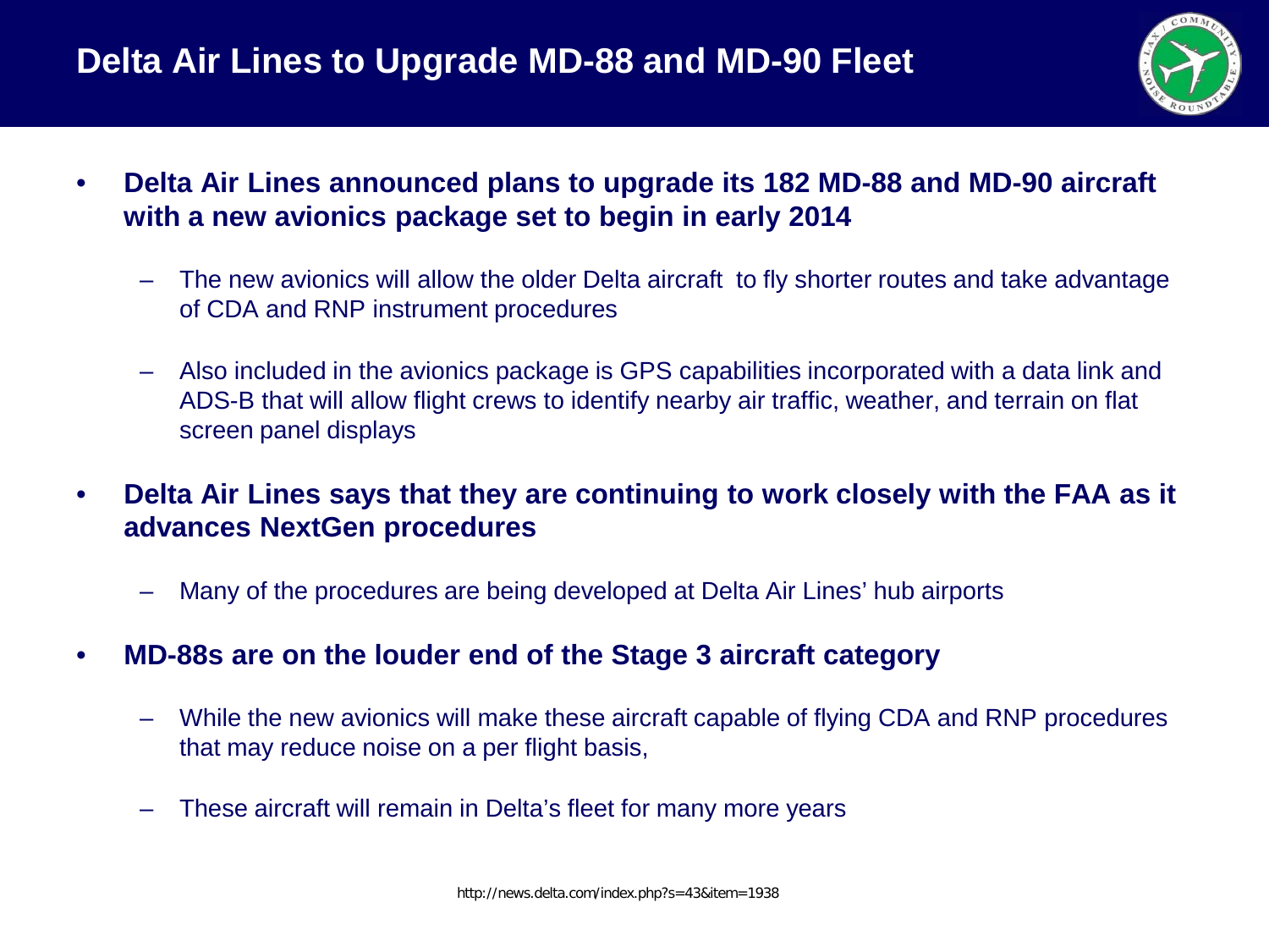# Delta Air Lines to Upgrade MD-88 and MD-90 Fleet

- **Delta Air Lines announced plans to upgrade its 182 MD-88 and MD-90 aircraft with a new avionics package set to begin in early 2014**
  - The new avionics will allow the older Delta aircraft to fly shorter routes and take advantage of CDA and RNP instrument procedures
  - Also included in the avionics package is GPS capabilities incorporated with a data link and ADS-B that will allow flight crews to identify nearby air traffic, weather, and terrain on flat screen panel displays
- **Delta Air Lines says that they are continuing to work closely with the FAA as it advances NextGen procedures**
  - Many of the procedures are being developed at Delta Air Lines' hub airports
- **MD-88s are on the louder end of the Stage 3 aircraft category**
  - While the new avionics will make these aircraft capable of flying CDA and RNP procedures that may reduce noise on a per flight basis,
  - These aircraft will remain in Delta's fleet for many more years

http://news.delta.com/index.php?s=43&item=1938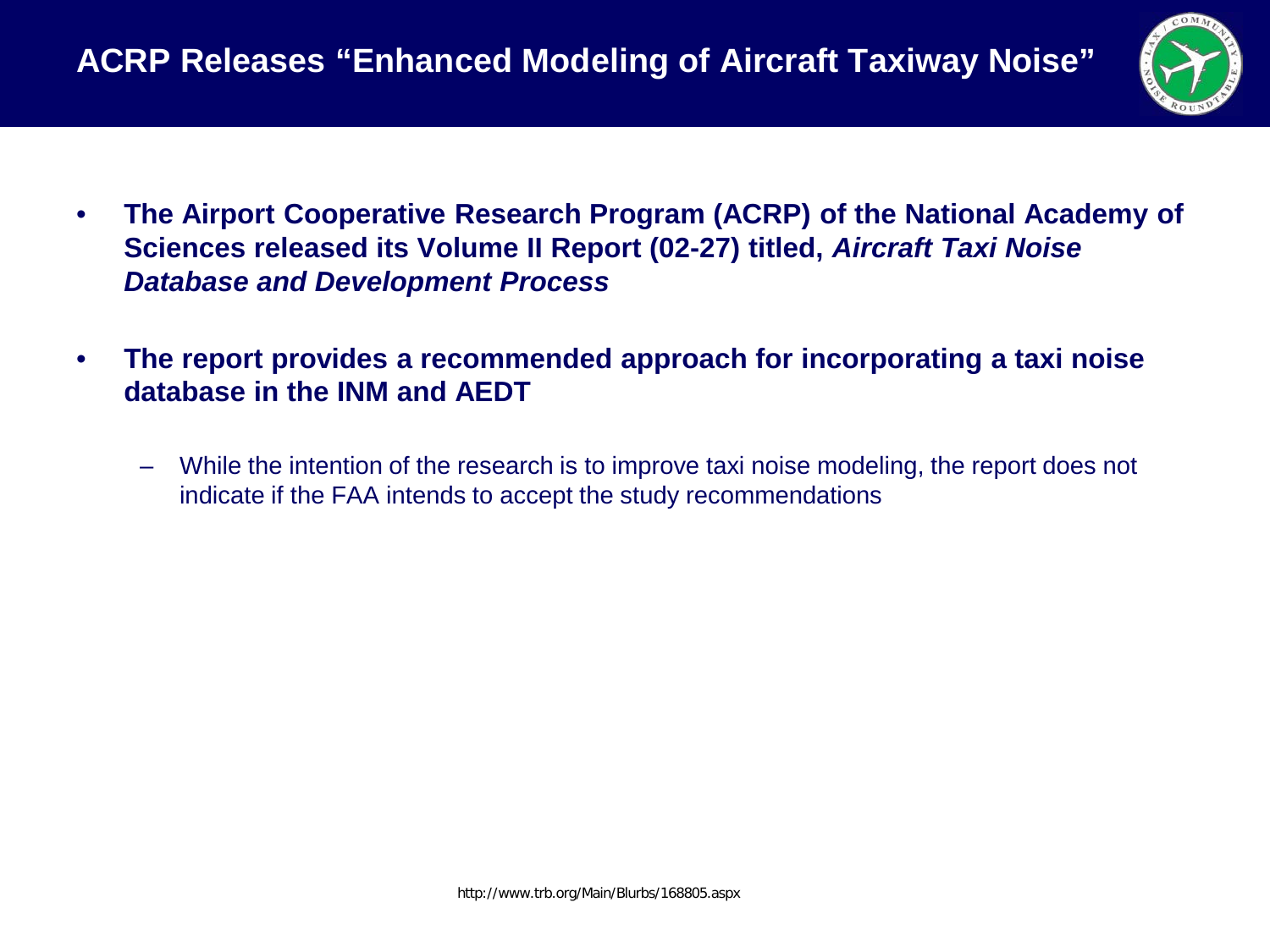# ACRP Releases "Enhanced Modeling of Aircraft Taxiway Noise"

- **The Airport Cooperative Research Program (ACRP) of the National Academy of Sciences released its Volume II Report (02-27) titled, *Aircraft Taxi Noise Database and Development Process***
- **The report provides a recommended approach for incorporating a taxi noise database in the INM and AEDT**
  - While the intention of the research is to improve taxi noise modeling, the report does not indicate if the FAA intends to accept the study recommendations

http://www.trb.org/Main/Blurbs/168805.aspx